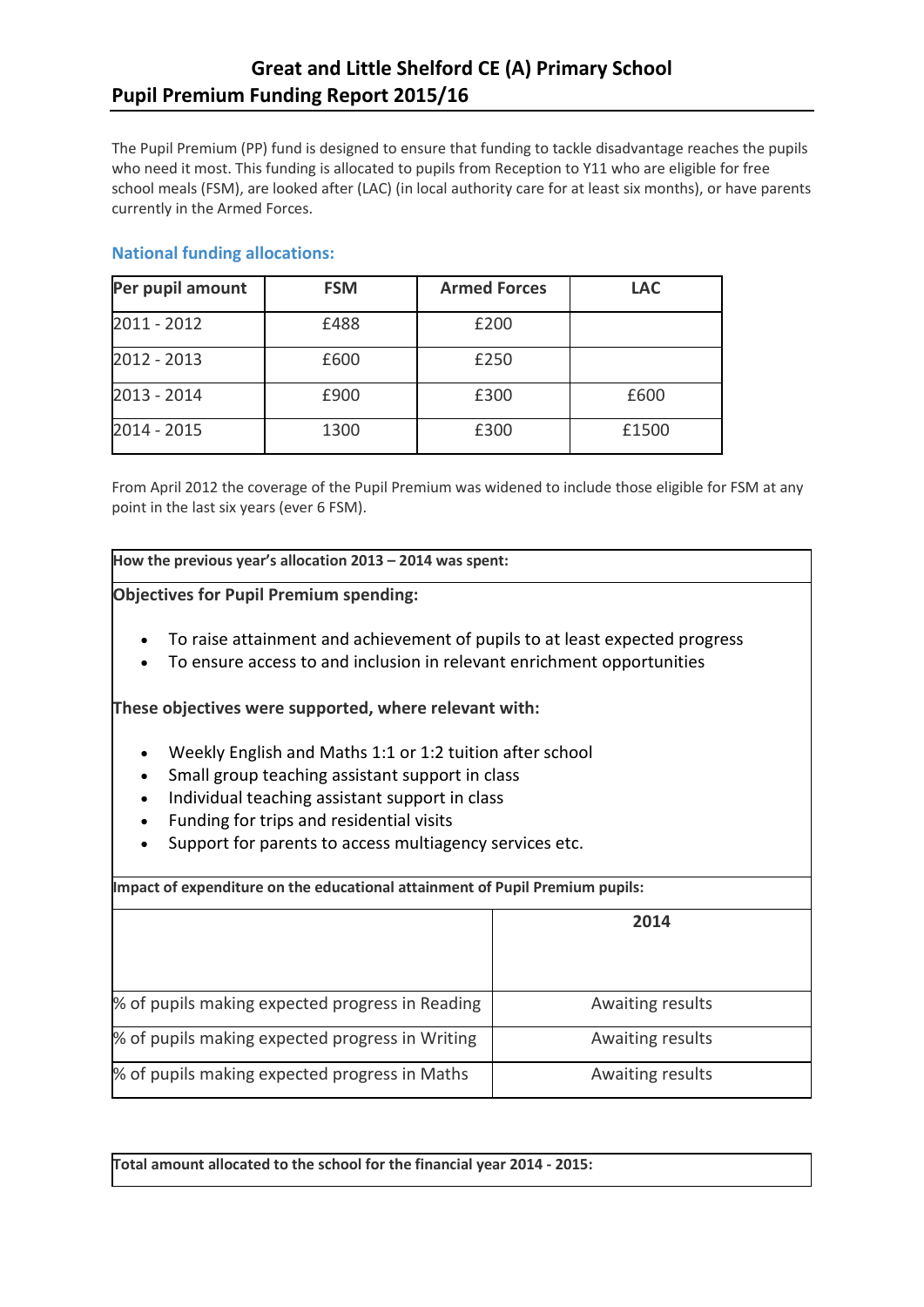# Great and Little Shelford CE (A) Primary School

## Pupil Premium Funding Report 2015/16

The Pupil Premium (PP) fund is designed to ensure that funding to tackle disadvantage reaches the pupils who need it most. This funding is allocated to pupils from Reception to Y11 who are eligible for free school meals (FSM), are looked after (LAC) (in local authority care for at least six months), or have parents currently in the Armed Forces.

### National funding allocations:

| Per pupil amount | FSM | Armed Forces | LAC |
|---|---|---|---|
| 2011 - 2012 | £488 | £200 | |
| 2012 - 2013 | £600 | £250 | |
| 2013 - 2014 | £900 | £300 | £600 |
| 2014 - 2015 | 1300 | £300 | £1500 |

From April 2012 the coverage of the Pupil Premium was widened to include those eligible for FSM at any point in the last six years (ever 6 FSM).

**How the previous year's allocation 2013 – 2014 was spent:**

**Objectives for Pupil Premium spending:**

- To raise attainment and achievement of pupils to at least expected progress
- To ensure access to and inclusion in relevant enrichment opportunities

**These objectives were supported, where relevant with:**

- Weekly English and Maths 1:1 or 1:2 tuition after school
- Small group teaching assistant support in class
- Individual teaching assistant support in class
- Funding for trips and residential visits
- Support for parents to access multiagency services etc.

**Impact of expenditure on the educational attainment of Pupil Premium pupils:**

| | 2014 |
|---|---|
| % of pupils making expected progress in Reading | Awaiting results |
| % of pupils making expected progress in Writing | Awaiting results |
| % of pupils making expected progress in Maths | Awaiting results |

**Total amount allocated to the school for the financial year 2014 - 2015:**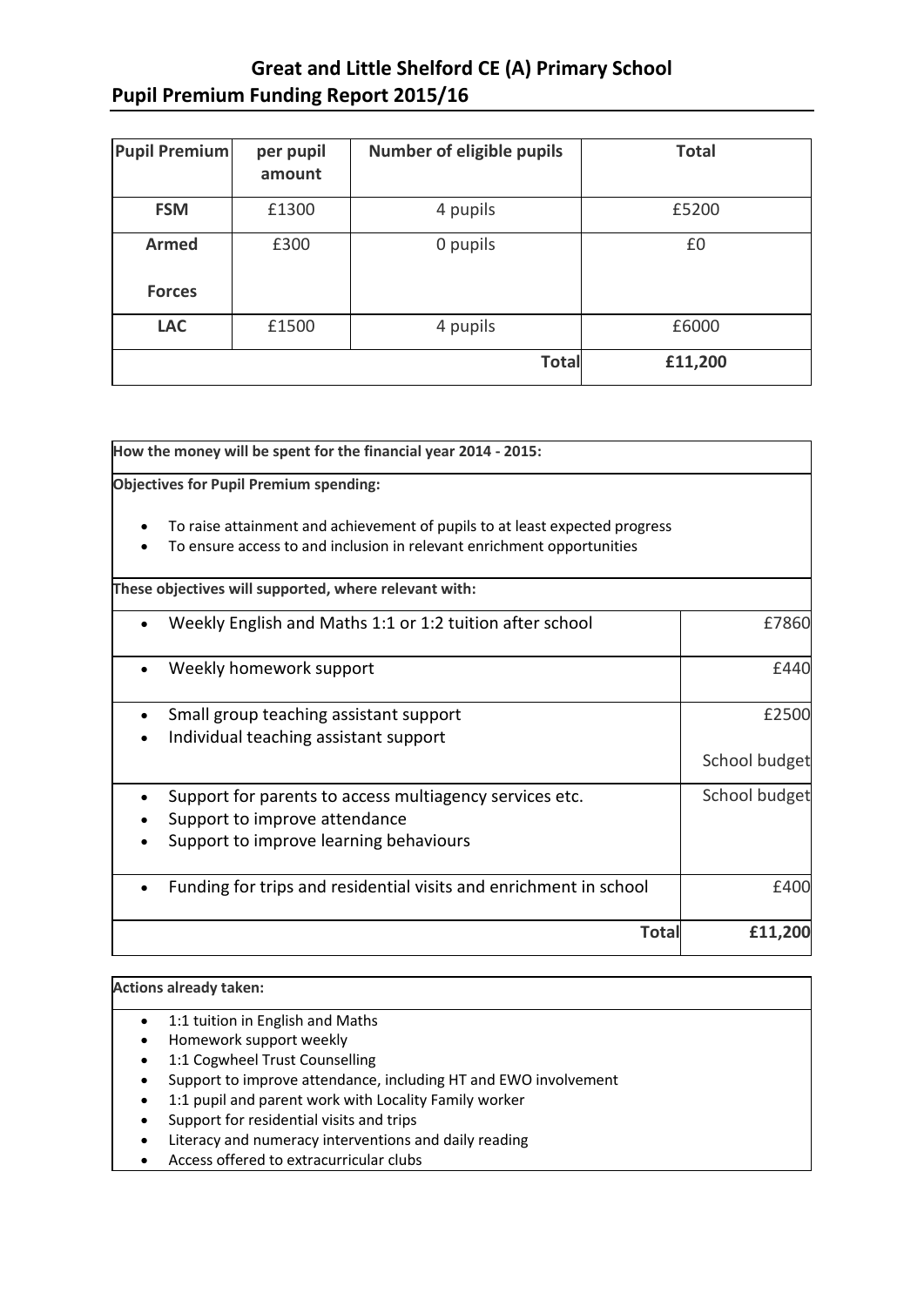# Great and Little Shelford CE (A) Primary School

## Pupil Premium Funding Report 2015/16

| Pupil Premium | per pupil amount | Number of eligible pupils | Total |
|---|---|---|---|
| FSM | £1300 | 4 pupils | £5200 |
| Armed Forces | £300 | 0 pupils | £0 |
| LAC | £1500 | 4 pupils | £6000 |
| | | Total | £11,200 |

**How the money will be spent for the financial year 2014 - 2015:**

**Objectives for Pupil Premium spending:**

- To raise attainment and achievement of pupils to at least expected progress
- To ensure access to and inclusion in relevant enrichment opportunities

**These objectives will supported, where relevant with:**

| Support | Cost |
|---|---|
| Weekly English and Maths 1:1 or 1:2 tuition after school | £7860 |
| Weekly homework support | £440 |
| Small group teaching assistant support | £2500 |
| Individual teaching assistant support | School budget |
| Support for parents to access multiagency services etc.<br>Support to improve attendance<br>Support to improve learning behaviours | School budget |
| Funding for trips and residential visits and enrichment in school | £400 |
| **Total** | **£11,200** |

**Actions already taken:**

- 1:1 tuition in English and Maths
- Homework support weekly
- 1:1 Cogwheel Trust Counselling
- Support to improve attendance, including HT and EWO involvement
- 1:1 pupil and parent work with Locality Family worker
- Support for residential visits and trips
- Literacy and numeracy interventions and daily reading
- Access offered to extracurricular clubs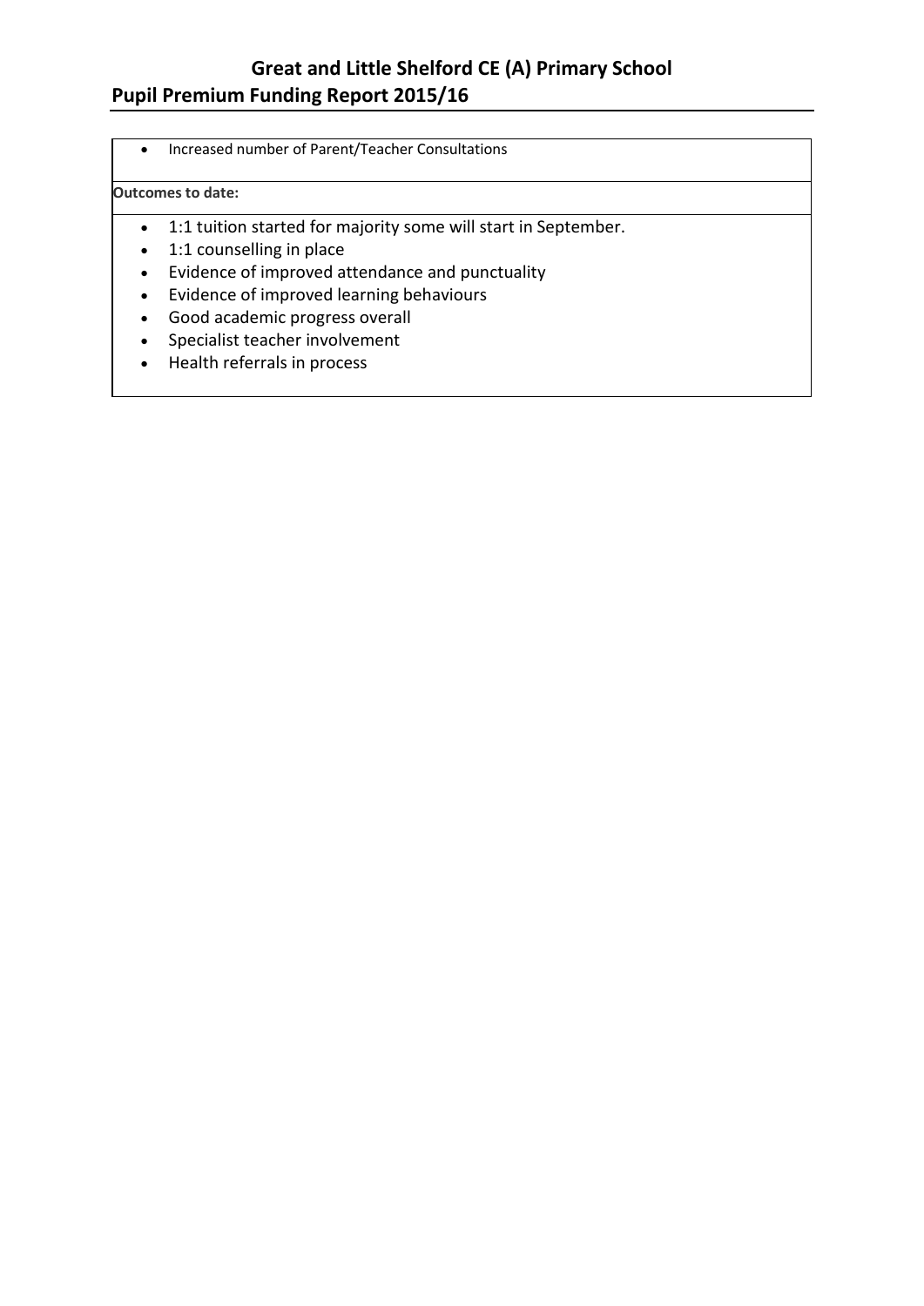- Increased number of Parent/Teacher Consultations

**Outcomes to date:**

- 1:1 tuition started for majority some will start in September.
- 1:1 counselling in place
- Evidence of improved attendance and punctuality
- Evidence of improved learning behaviours
- Good academic progress overall
- Specialist teacher involvement
- Health referrals in process